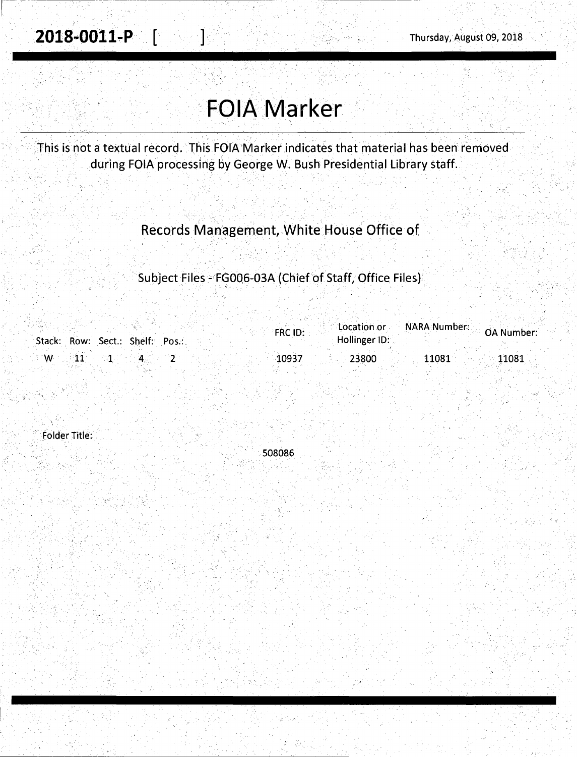2018-0011-P [ ] Thursday, August 09, 2018

# FOIA Marker

This is not a textual record. This FOIA Marker indicates that material has been removed during FOIA processing by George W. Bush Presidential Library staff.

## Records Management, White House Office of

### Subject Files - FG006-03A (Chief of Staff, Office Files)

| Stack: | Row: | Sect.: | Shelf: | Pos.: | FRC ID: | Location or Hollinger ID: | NARA Number: | OA Number: |
| --- | --- | --- | --- | --- | --- | --- | --- | --- |
| W | 11 | 1 | 4 | 2 | 10937 | 23800 | 11081 | 11081 |

Folder Title:

508086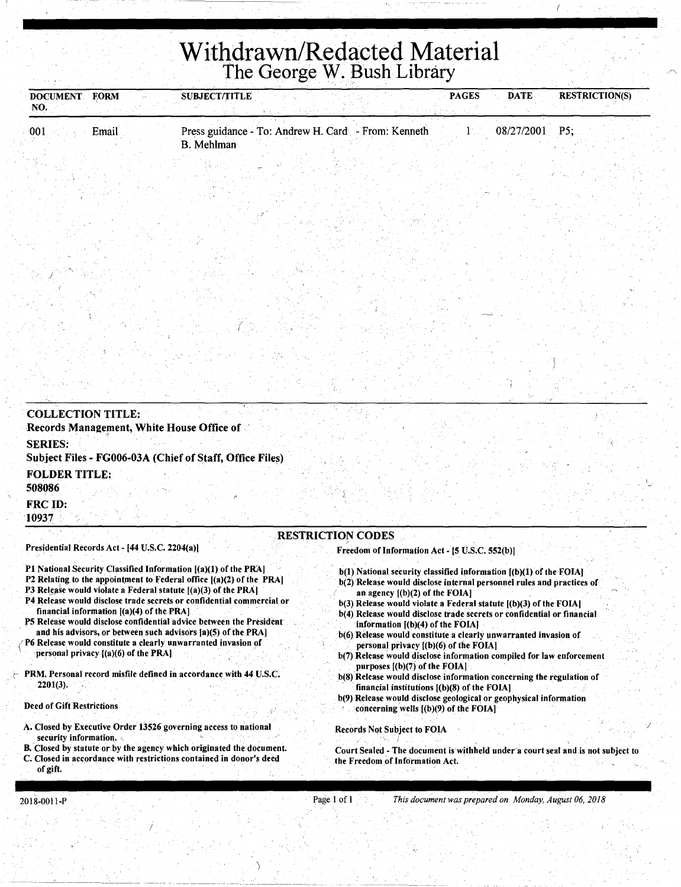# Withdrawn/Redacted Material

## The George W. Bush Library

| DOCUMENT NO. | FORM | SUBJECT/TITLE | PAGES | DATE | RESTRICTION(S) |
|---|---|---|---|---|---|
| 001 | Email | Press guidance - To: Andrew H. Card - From: Kenneth B. Mehlman | 1 | 08/27/2001 | P5; |

**COLLECTION TITLE:**
Records Management, White House Office of

**SERIES:**
Subject Files - FG006-03A (Chief of Staff, Office Files)

**FOLDER TITLE:**
508086

**FRC ID:**
10937

### RESTRICTION CODES

Presidential Records Act - [44 U.S.C. 2204(a)]

P1 National Security Classified Information [(a)(1) of the PRA]
P2 Relating to the appointment to Federal office [(a)(2) of the PRA]
P3 Release would violate a Federal statute [(a)(3) of the PRA]
P4 Release would disclose trade secrets or confidential commercial or financial information [(a)(4) of the PRA]
P5 Release would disclose confidential advice between the President and his advisors, or between such advisors [a)(5) of the PRA]
P6 Release would constitute a clearly unwarranted invasion of personal privacy [(a)(6) of the PRA]

PRM. Personal record misfile defined in accordance with 44 U.S.C. 2201(3).

Deed of Gift Restrictions

A. Closed by Executive Order 13526 governing access to national security information.
B. Closed by statute or by the agency which originated the document.
C. Closed in accordance with restrictions contained in donor's deed of gift.

Freedom of Information Act - [5 U.S.C. 552(b)]

b(1) National security classified information [(b)(1) of the FOIA]
b(2) Release would disclose internal personnel rules and practices of an agency [(b)(2) of the FOIA]
b(3) Release would violate a Federal statute [(b)(3) of the FOIA]
b(4) Release would disclose trade secrets or confidential or financial information [(b)(4) of the FOIA]
b(6) Release would constitute a clearly unwarranted invasion of personal privacy [(b)(6) of the FOIA]
b(7) Release would disclose information compiled for law enforcement purposes [(b)(7) of the FOIA]
b(8) Release would disclose information concerning the regulation of financial institutions [(b)(8) of the FOIA]
b(9) Release would disclose geological or geophysical information concerning wells [(b)(9) of the FOIA]

Records Not Subject to FOIA

Court Sealed - The document is withheld under a court seal and is not subject to the Freedom of Information Act.

2018-0011-P

*This document was prepared on Monday, August 06, 2018*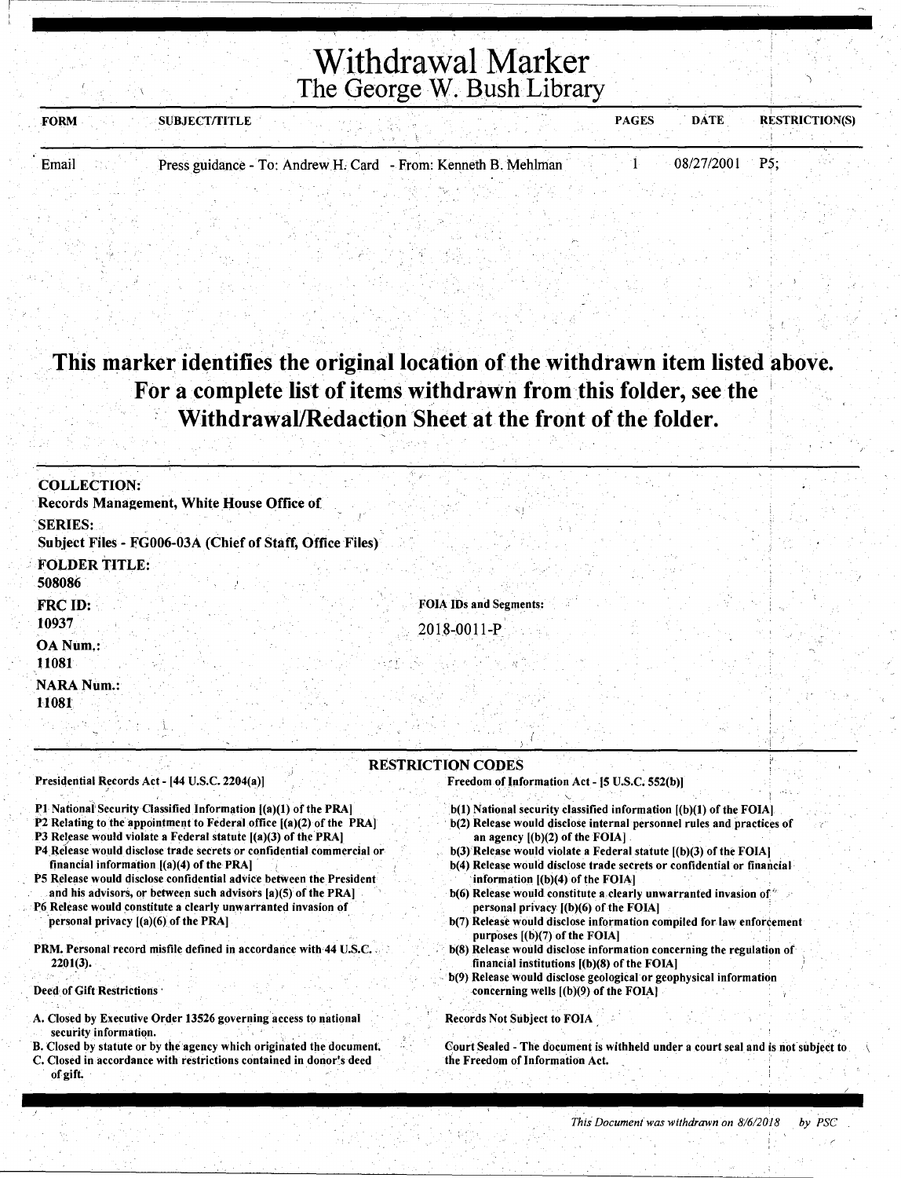# Withdrawal Marker

## The George W. Bush Library

| FORM | SUBJECT/TITLE | PAGES | DATE | RESTRICTION(S) |
|---|---|---|---|---|
| Email | Press guidance - To: Andrew H. Card - From: Kenneth B. Mehlman | 1 | 08/27/2001 | P5; |

**This marker identifies the original location of the withdrawn item listed above. For a complete list of items withdrawn from this folder, see the Withdrawal/Redaction Sheet at the front of the folder.**

**COLLECTION:**
**Records Management, White House Office of**

**SERIES:**
**Subject Files - FG006-03A (Chief of Staff, Office Files)**

**FOLDER TITLE:**
**508086**

**FRC ID:**
**10937**

**OA Num.:**
**11081**

**NARA Num.:**
**11081**

**FOIA IDs and Segments:**

2018-0011-P

### RESTRICTION CODES

**Presidential Records Act - [44 U.S.C. 2204(a)]**

P1 National Security Classified Information [(a)(1) of the PRA]
P2 Relating to the appointment to Federal office [(a)(2) of the PRA]
P3 Release would violate a Federal statute [(a)(3) of the PRA]
P4 Release would disclose trade secrets or confidential commercial or financial information [(a)(4) of the PRA]
P5 Release would disclose confidential advice between the President and his advisors, or between such advisors [a](5) of the PRA]
P6 Release would constitute a clearly unwarranted invasion of personal privacy [(a)(6) of the PRA]

PRM. Personal record misfile defined in accordance with 44 U.S.C. 2201(3).

**Deed of Gift Restrictions**

A. Closed by Executive Order 13526 governing access to national security information.
B. Closed by statute or by the agency which originated the document.
C. Closed in accordance with restrictions contained in donor's deed of gift.

**Freedom of Information Act - [5 U.S.C. 552(b)]**

b(1) National security classified information [(b)(1) of the FOIA]
b(2) Release would disclose internal personnel rules and practices of an agency [(b)(2) of the FOIA]
b(3) Release would violate a Federal statute [(b)(3) of the FOIA]
b(4) Release would disclose trade secrets or confidential or financial information [(b)(4) of the FOIA]
b(6) Release would constitute a clearly unwarranted invasion of personal privacy [(b)(6) of the FOIA]
b(7) Release would disclose information compiled for law enforcement purposes [(b)(7) of the FOIA]
b(8) Release would disclose information concerning the regulation of financial institutions [(b)(8) of the FOIA]
b(9) Release would disclose geological or geophysical information concerning wells [(b)(9) of the FOIA]

**Records Not Subject to FOIA**

Court Sealed - The document is withheld under a court seal and is not subject to the Freedom of Information Act.

*This Document was withdrawn on 8/6/2018 by PSC*